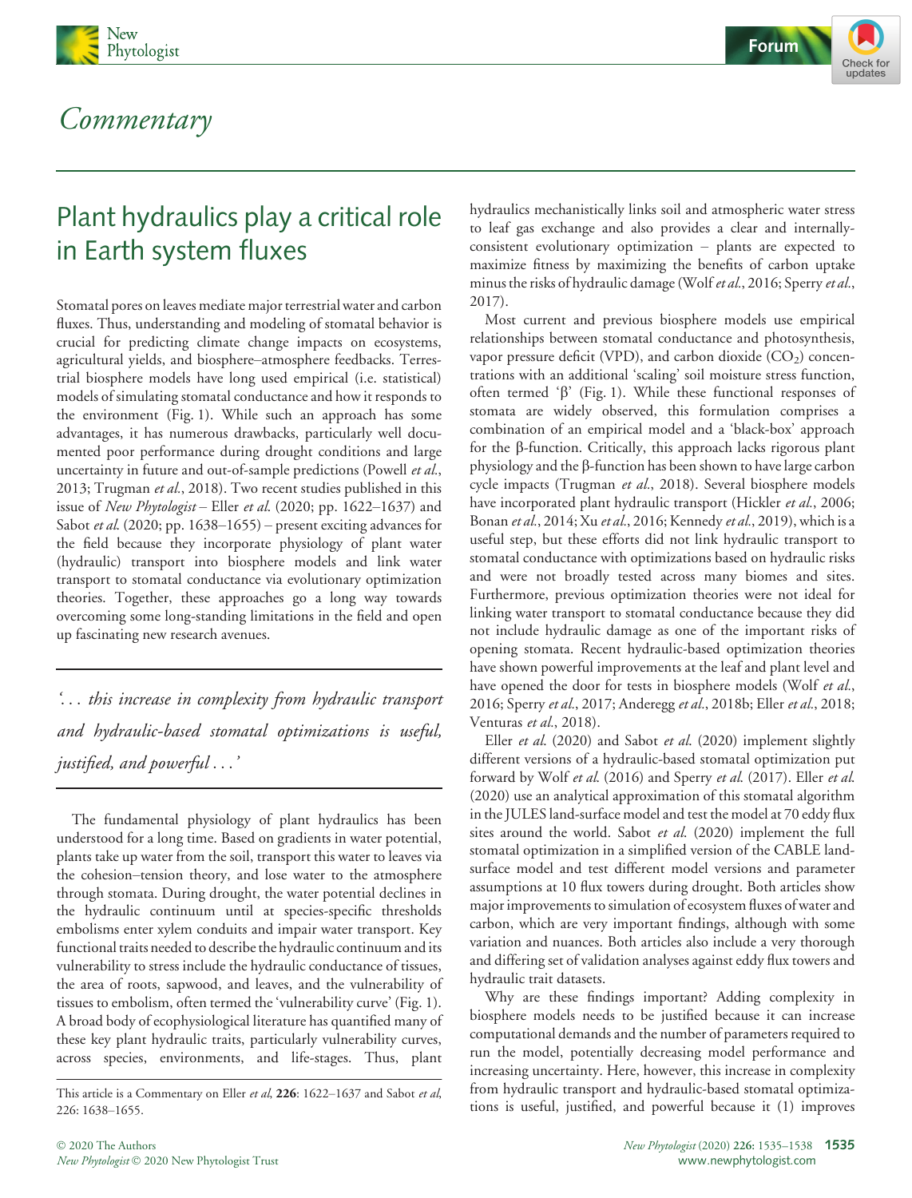# Commentary

## Plant hydraulics play a critical role in Earth system fluxes

Stomatal pores on leaves mediate major terrestrial water and carbon fluxes. Thus, understanding and modeling of stomatal behavior is crucial for predicting climate change impacts on ecosystems, agricultural yields, and biosphere–atmosphere feedbacks. Terrestrial biosphere models have long used empirical (i.e. statistical) models of simulating stomatal conductance and how it responds to the environment (Fig. 1). While such an approach has some advantages, it has numerous drawbacks, particularly well documented poor performance during drought conditions and large uncertainty in future and out-of-sample predictions (Powell *et al.*, 2013; Trugman *et al.*, 2018). Two recent studies published in this issue of *New Phytologist* – Eller *et al.* (2020; pp. 1622–1637) and Sabot *et al.* (2020; pp. 1638–1655) – present exciting advances for the field because they incorporate physiology of plant water (hydraulic) transport into biosphere models and link water transport to stomatal conductance via evolutionary optimization theories. Together, these approaches go a long way towards overcoming some long-standing limitations in the field and open up fascinating new research avenues.

> *'... this increase in complexity from hydraulic transport and hydraulic-based stomatal optimizations is useful, justified, and powerful ...'*

The fundamental physiology of plant hydraulics has been understood for a long time. Based on gradients in water potential, plants take up water from the soil, transport this water to leaves via the cohesion–tension theory, and lose water to the atmosphere through stomata. During drought, the water potential declines in the hydraulic continuum until at species-specific thresholds embolisms enter xylem conduits and impair water transport. Key functional traits needed to describe the hydraulic continuum and its vulnerability to stress include the hydraulic conductance of tissues, the area of roots, sapwood, and leaves, and the vulnerability of tissues to embolism, often termed the 'vulnerability curve' (Fig. 1). A broad body of ecophysiological literature has quantified many of these key plant hydraulic traits, particularly vulnerability curves, across species, environments, and life-stages. Thus, plant hydraulics mechanistically links soil and atmospheric water stress to leaf gas exchange and also provides a clear and internally-consistent evolutionary optimization – plants are expected to maximize fitness by maximizing the benefits of carbon uptake minus the risks of hydraulic damage (Wolf *et al.*, 2016; Sperry *et al.*, 2017).

Most current and previous biosphere models use empirical relationships between stomatal conductance and photosynthesis, vapor pressure deficit (VPD), and carbon dioxide ($CO_2$) concentrations with an additional 'scaling' soil moisture stress function, often termed 'β' (Fig. 1). While these functional responses of stomata are widely observed, this formulation comprises a combination of an empirical model and a 'black-box' approach for the β-function. Critically, this approach lacks rigorous plant physiology and the β-function has been shown to have large carbon cycle impacts (Trugman *et al.*, 2018). Several biosphere models have incorporated plant hydraulic transport (Hickler *et al.*, 2006; Bonan *et al.*, 2014; Xu *et al.*, 2016; Kennedy *et al.*, 2019), which is a useful step, but these efforts did not link hydraulic transport to stomatal conductance with optimizations based on hydraulic risks and were not broadly tested across many biomes and sites. Furthermore, previous optimization theories were not ideal for linking water transport to stomatal conductance because they did not include hydraulic damage as one of the important risks of opening stomata. Recent hydraulic-based optimization theories have shown powerful improvements at the leaf and plant level and have opened the door for tests in biosphere models (Wolf *et al.*, 2016; Sperry *et al.*, 2017; Anderegg *et al.*, 2018b; Eller *et al.*, 2018; Venturas *et al.*, 2018).

Eller *et al.* (2020) and Sabot *et al.* (2020) implement slightly different versions of a hydraulic-based stomatal optimization put forward by Wolf *et al.* (2016) and Sperry *et al.* (2017). Eller *et al.* (2020) use an analytical approximation of this stomatal algorithm in the JULES land-surface model and test the model at 70 eddy flux sites around the world. Sabot *et al.* (2020) implement the full stomatal optimization in a simplified version of the CABLE land-surface model and test different model versions and parameter assumptions at 10 flux towers during drought. Both articles show major improvements to simulation of ecosystem fluxes of water and carbon, which are very important findings, although with some variation and nuances. Both articles also include a very thorough and differing set of validation analyses against eddy flux towers and hydraulic trait datasets.

Why are these findings important? Adding complexity in biosphere models needs to be justified because it can increase computational demands and the number of parameters required to run the model, potentially decreasing model performance and increasing uncertainty. Here, however, this increase in complexity from hydraulic transport and hydraulic-based stomatal optimizations is useful, justified, and powerful because it (1) improves

This article is a Commentary on Eller *et al*, **226**: 1622–1637 and Sabot *et al*, 226: 1638–1655.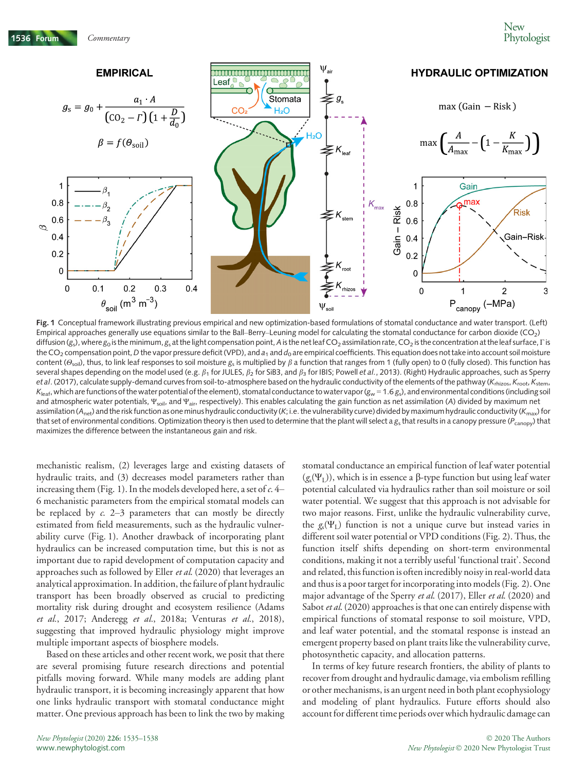**Fig. 1** Conceptual framework illustrating previous empirical and new optimization-based formulations of stomatal conductance and water transport. (Left) Empirical approaches generally use equations similar to the Ball–Berry–Leuning model for calculating the stomatal conductance for carbon dioxide ($CO_2$) diffusion ($g_s$), where $g_0$ is the minimum, $g_s$ at the light compensation point, $A$ is the net leaf $CO_2$ assimilation rate, $CO_2$ is the concentration at the leaf surface, $\Gamma$ is the $CO_2$ compensation point, $D$ the vapor pressure deficit (VPD), and $a_1$ and $d_0$ are empirical coefficients. This equation does not take into account soil moisture content ($\Theta_{soil}$), thus, to link leaf responses to soil moisture $g_s$ is multiplied by $\beta$ a function that ranges from 1 (fully open) to 0 (fully closed). This function has several shapes depending on the model used (e.g. $\beta_1$ for JULES, $\beta_2$ for SiB3, and $\beta_3$ for IBIS; Powell *et al.*, 2013). (Right) Hydraulic approaches, such as Sperry *et al.* (2017), calculate supply-demand curves from soil-to-atmosphere based on the hydraulic conductivity of the elements of the pathway ($K_{rhizos}$, $K_{root}$, $K_{stem}$, $K_{leaf}$, which are functions of the water potential of the element), stomatal conductance to water vapor ($g_w = 1.6\,g_s$), and environmental conditions (including soil and atmospheric water potentials, $\Psi_{soil}$, and $\Psi_{air}$, respectively). This enables calculating the gain function as net assimilation ($A$) divided by maximum net assimilation ($A_{net}$) and the risk function as one minus hydraulic conductivity ($K$; i.e. the vulnerability curve) divided by maximum hydraulic conductivity ($K_{max}$) for that set of environmental conditions. Optimization theory is then used to determine that the plant will select a $g_s$ that results in a canopy pressure ($P_{canopy}$) that maximizes the difference between the instantaneous gain and risk.

mechanistic realism, (2) leverages large and existing datasets of hydraulic traits, and (3) decreases model parameters rather than increasing them (Fig. 1). In the models developed here, a set of *c.* 4–6 mechanistic parameters from the empirical stomatal models can be replaced by *c.* 2–3 parameters that can mostly be directly estimated from field measurements, such as the hydraulic vulnerability curve (Fig. 1). Another drawback of incorporating plant hydraulics can be increased computation time, but this is not as important due to rapid development of computation capacity and approaches such as followed by Eller *et al.* (2020) that leverages an analytical approximation. In addition, the failure of plant hydraulic transport has been broadly observed as crucial to predicting mortality risk during drought and ecosystem resilience (Adams *et al.*, 2017; Anderegg *et al.*, 2018a; Venturas *et al.*, 2018), suggesting that improved hydraulic physiology might improve multiple important aspects of biosphere models.

Based on these articles and other recent work, we posit that there are several promising future research directions and potential pitfalls moving forward. While many models are adding plant hydraulic transport, it is becoming increasingly apparent that how one links hydraulic transport with stomatal conductance might matter. One previous approach has been to link the two by making stomatal conductance an empirical function of leaf water potential ($g_s(\Psi_L)$), which is in essence a β-type function but using leaf water potential calculated via hydraulics rather than soil moisture or soil water potential. We suggest that this approach is not advisable for two major reasons. First, unlike the hydraulic vulnerability curve, the $g_s(\Psi_L)$ function is not a unique curve but instead varies in different soil water potential or VPD conditions (Fig. 2). Thus, the function itself shifts depending on short-term environmental conditions, making it not a terribly useful 'functional trait'. Second and related, this function is often incredibly noisy in real-world data and thus is a poor target for incorporating into models (Fig. 2). One major advantage of the Sperry *et al.* (2017), Eller *et al.* (2020) and Sabot *et al.* (2020) approaches is that one can entirely dispense with empirical functions of stomatal response to soil moisture, VPD, and leaf water potential, and the stomatal response is instead an emergent property based on plant traits like the vulnerability curve, photosynthetic capacity, and allocation patterns.

In terms of key future research frontiers, the ability of plants to recover from drought and hydraulic damage, via embolism refilling or other mechanisms, is an urgent need in both plant ecophysiology and modeling of plant hydraulics. Future efforts should also account for different time periods over which hydraulic damage can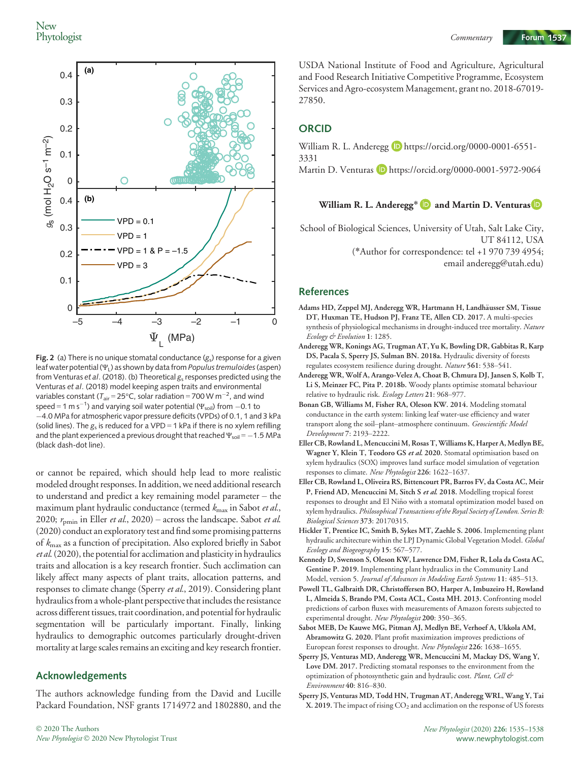**Fig. 2** (a) There is no unique stomatal conductance ($g_s$) response for a given leaf water potential ($\Psi_L$) as shown by data from *Populus tremuloides* (aspen) from Venturas *et al*. (2018). (b) Theoretical $g_s$ responses predicted using the Venturas *et al*. (2018) model keeping aspen traits and environmental variables constant ($T_{air}$ = 25°C, solar radiation = 700 W $m^{-2}$, and wind speed = 1 m $s^{-1}$) and varying soil water potential ($\Psi_{soil}$) from −0.1 to −4.0 MPa for atmospheric vapor pressure deficits (VPDs) of 0.1, 1 and 3 kPa (solid lines). The $g_s$ is reduced for a VPD = 1 kPa if there is no xylem refilling and the plant experienced a previous drought that reached $\Psi_{soil}$ = −1.5 MPa (black dash-dot line).

or cannot be repaired, which should help lead to more realistic modeled drought responses. In addition, we need additional research to understand and predict a key remaining model parameter – the maximum plant hydraulic conductance (termed $k_{max}$ in Sabot *et al*., 2020; $r_{pmin}$ in Eller *et al*., 2020) – across the landscape. Sabot *et al*. (2020) conduct an exploratory test and find some promising patterns of $k_{max}$ as a function of precipitation. Also explored briefly in Sabot *et al*. (2020), the potential for acclimation and plasticity in hydraulics traits and allocation is a key research frontier. Such acclimation can likely affect many aspects of plant traits, allocation patterns, and responses to climate change (Sperry *et al*., 2019). Considering plant hydraulics from a whole-plant perspective that includes the resistance across different tissues, trait coordination, and potential for hydraulic segmentation will be particularly important. Finally, linking hydraulics to demographic outcomes particularly drought-driven mortality at large scales remains an exciting and key research frontier.

## Acknowledgements

The authors acknowledge funding from the David and Lucille Packard Foundation, NSF grants 1714972 and 1802880, and the USDA National Institute of Food and Agriculture, Agricultural and Food Research Initiative Competitive Programme, Ecosystem Services and Agro-ecosystem Management, grant no. 2018-67019-27850.

## ORCID

William R. L. Anderegg https://orcid.org/0000-0001-6551-3331
Martin D. Venturas https://orcid.org/0000-0001-5972-9064

**William R. L. Anderegg\* and Martin D. Venturas**

School of Biological Sciences, University of Utah, Salt Lake City, UT 84112, USA
(\*Author for correspondence: tel +1 970 739 4954; email anderegg@utah.edu)

## References

Adams HD, Zeppel MJ, Anderegg WR, Hartmann H, Landhäusser SM, Tissue DT, Huxman TE, Hudson PJ, Franz TE, Allen CD. 2017. A multi-species synthesis of physiological mechanisms in drought-induced tree mortality. *Nature Ecology & Evolution* 1: 1285.

Anderegg WR, Konings AG, Trugman AT, Yu K, Bowling DR, Gabbitas R, Karp DS, Pacala S, Sperry JS, Sulman BN. 2018a. Hydraulic diversity of forests regulates ecosystem resilience during drought. *Nature* 561: 538–541.

Anderegg WR, Wolf A, Arango-Velez A, Choat B, Chmura DJ, Jansen S, Kolb T, Li S, Meinzer FC, Pita P. 2018b. Woody plants optimise stomatal behaviour relative to hydraulic risk. *Ecology Letters* 21: 968–977.

Bonan GB, Williams M, Fisher RA, Oleson KW. 2014. Modeling stomatal conductance in the earth system: linking leaf water-use efficiency and water transport along the soil–plant–atmosphere continuum. *Geoscientific Model Development* 7: 2193–2222.

Eller CB, Rowland L, Mencuccini M, Rosas T, Williams K, Harper A, Medlyn BE, Wagner Y, Klein T, Teodoro GS *et al*. 2020. Stomatal optimisation based on xylem hydraulics (SOX) improves land surface model simulation of vegetation responses to climate. *New Phytologist* 226: 1622–1637.

Eller CB, Rowland L, Oliveira RS, Bittencourt PR, Barros FV, da Costa AC, Meir P, Friend AD, Mencuccini M, Sitch S *et al*. 2018. Modelling tropical forest responses to drought and El Niño with a stomatal optimization model based on xylem hydraulics. *Philosophical Transactions of the Royal Society of London. Series B: Biological Sciences* 373: 20170315.

Hickler T, Prentice IC, Smith B, Sykes MT, Zaehle S. 2006. Implementing plant hydraulic architecture within the LPJ Dynamic Global Vegetation Model. *Global Ecology and Biogeography* 15: 567–577.

Kennedy D, Swenson S, Oleson KW, Lawrence DM, Fisher R, Lola da Costa AC, Gentine P. 2019. Implementing plant hydraulics in the Community Land Model, version 5. *Journal of Advances in Modeling Earth Systems* 11: 485–513.

Powell TL, Galbraith DR, Christoffersen BO, Harper A, Imbuzeiro H, Rowland L, Almeida S, Brando PM, Costa ACL, Costa MH. 2013. Confronting model predictions of carbon fluxes with measurements of Amazon forests subjected to experimental drought. *New Phytologist* 200: 350–365.

Sabot MEB, De Kauwe MG, Pitman AJ, Medlyn BE, Verhoef A, Ukkola AM, Abramowitz G. 2020. Plant profit maximization improves predictions of European forest responses to drought. *New Phytologist* 226: 1638–1655.

Sperry JS, Venturas MD, Anderegg WR, Mencuccini M, Mackay DS, Wang Y, Love DM. 2017. Predicting stomatal responses to the environment from the optimization of photosynthetic gain and hydraulic cost. *Plant, Cell & Environment* 40: 816–830.

Sperry JS, Venturas MD, Todd HN, Trugman AT, Anderegg WRL, Wang Y, Tai X. 2019. The impact of rising $CO_2$ and acclimation on the response of US forests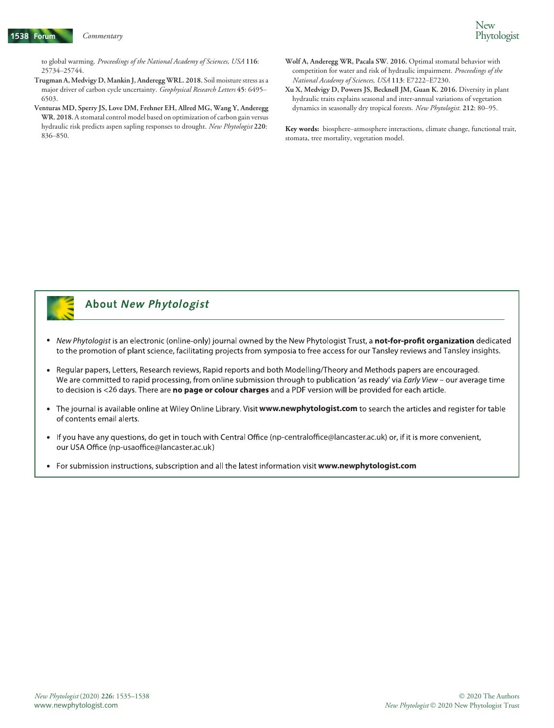to global warming. *Proceedings of the National Academy of Sciences, USA* **116**: 25734–25744.

**Trugman A, Medvigy D, Mankin J, Anderegg WRL. 2018.** Soil moisture stress as a major driver of carbon cycle uncertainty. *Geophysical Research Letters* **45**: 6495–6503.

**Venturas MD, Sperry JS, Love DM, Frehner EH, Allred MG, Wang Y, Anderegg WR. 2018.** A stomatal control model based on optimization of carbon gain versus hydraulic risk predicts aspen sapling responses to drought. *New Phytologist* **220**: 836–850.

**Wolf A, Anderegg WR, Pacala SW. 2016.** Optimal stomatal behavior with competition for water and risk of hydraulic impairment. *Proceedings of the National Academy of Sciences, USA* **113**: E7222–E7230.

**Xu X, Medvigy D, Powers JS, Becknell JM, Guan K. 2016.** Diversity in plant hydraulic traits explains seasonal and inter-annual variations of vegetation dynamics in seasonally dry tropical forests. *New Phytologist.* **212**: 80–95.

**Key words:** biosphere–atmosphere interactions, climate change, functional trait, stomata, tree mortality, vegetation model.

## About *New Phytologist*

- *New Phytologist* is an electronic (online-only) journal owned by the New Phytologist Trust, a **not-for-profit organization** dedicated to the promotion of plant science, facilitating projects from symposia to free access for our Tansley reviews and Tansley insights.
- Regular papers, Letters, Research reviews, Rapid reports and both Modelling/Theory and Methods papers are encouraged. We are committed to rapid processing, from online submission through to publication 'as ready' via *Early View* – our average time to decision is <26 days. There are **no page or colour charges** and a PDF version will be provided for each article.
- The journal is available online at Wiley Online Library. Visit **www.newphytologist.com** to search the articles and register for table of contents email alerts.
- If you have any questions, do get in touch with Central Office (np-centraloffice@lancaster.ac.uk) or, if it is more convenient, our USA Office (np-usaoffice@lancaster.ac.uk)
- For submission instructions, subscription and all the latest information visit **www.newphytologist.com**